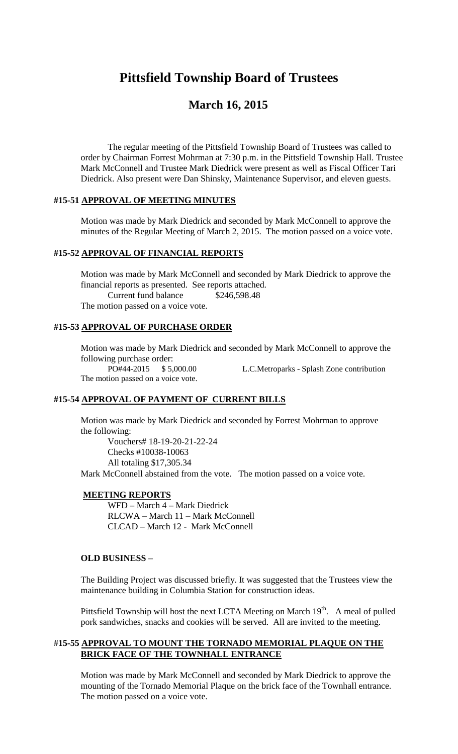# Pittsfield Township Board of Trustees

## March 16, 2015

The regular meeting of the Pittsfield Township Board of Trustees was called to order by Chairman Forrest Mohrman at 7:30 p.m. in the Pittsfield Township Hall. Trustee Mark McConnell and Trustee Mark Diedrick were present as well as Fiscal Officer Tari Diedrick. Also present were Dan Shinsky, Maintenance Supervisor, and eleven guests.

### #15-51 APPROVAL OF MEETING MINUTES

Motion was made by Mark Diedrick and seconded by Mark McConnell to approve the minutes of the Regular Meeting of March 2, 2015. The motion passed on a voice vote.

### #15-52 APPROVAL OF FINANCIAL REPORTS

Motion was made by Mark McConnell and seconded by Mark Diedrick to approve the financial reports as presented. See reports attached.

Current fund balance $246,598.48

The motion passed on a voice vote.

### #15-53 APPROVAL OF PURCHASE ORDER

Motion was made by Mark Diedrick and seconded by Mark McConnell to approve the following purchase order:

PO#44-2015 $ 5,000.00 L.C.Metroparks - Splash Zone contribution

The motion passed on a voice vote.

### #15-54 APPROVAL OF PAYMENT OF CURRENT BILLS

Motion was made by Mark Diedrick and seconded by Forrest Mohrman to approve the following:

Vouchers# 18-19-20-21-22-24
Checks #10038-10063
All totaling $17,305.34

Mark McConnell abstained from the vote. The motion passed on a voice vote.

### MEETING REPORTS

WFD – March 4 – Mark Diedrick
RLCWA – March 11 – Mark McConnell
CLCAD – March 12 - Mark McConnell

### OLD BUSINESS –

The Building Project was discussed briefly. It was suggested that the Trustees view the maintenance building in Columbia Station for construction ideas.

Pittsfield Township will host the next LCTA Meeting on March 19th. A meal of pulled pork sandwiches, snacks and cookies will be served. All are invited to the meeting.

### #15-55 APPROVAL TO MOUNT THE TORNADO MEMORIAL PLAQUE ON THE BRICK FACE OF THE TOWNHALL ENTRANCE

Motion was made by Mark McConnell and seconded by Mark Diedrick to approve the mounting of the Tornado Memorial Plaque on the brick face of the Townhall entrance. The motion passed on a voice vote.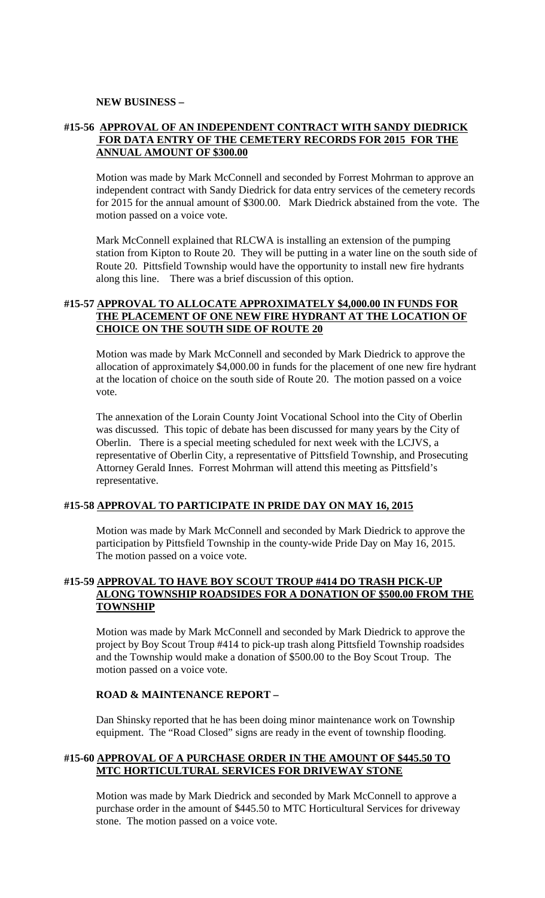**NEW BUSINESS –**

### #15-56 APPROVAL OF AN INDEPENDENT CONTRACT WITH SANDY DIEDRICK FOR DATA ENTRY OF THE CEMETERY RECORDS FOR 2015 FOR THE ANNUAL AMOUNT OF $300.00

Motion was made by Mark McConnell and seconded by Forrest Mohrman to approve an independent contract with Sandy Diedrick for data entry services of the cemetery records for 2015 for the annual amount of $300.00. Mark Diedrick abstained from the vote. The motion passed on a voice vote.

Mark McConnell explained that RLCWA is installing an extension of the pumping station from Kipton to Route 20. They will be putting in a water line on the south side of Route 20. Pittsfield Township would have the opportunity to install new fire hydrants along this line. There was a brief discussion of this option.

### #15-57 APPROVAL TO ALLOCATE APPROXIMATELY $4,000.00 IN FUNDS FOR THE PLACEMENT OF ONE NEW FIRE HYDRANT AT THE LOCATION OF CHOICE ON THE SOUTH SIDE OF ROUTE 20

Motion was made by Mark McConnell and seconded by Mark Diedrick to approve the allocation of approximately $4,000.00 in funds for the placement of one new fire hydrant at the location of choice on the south side of Route 20. The motion passed on a voice vote.

The annexation of the Lorain County Joint Vocational School into the City of Oberlin was discussed. This topic of debate has been discussed for many years by the City of Oberlin. There is a special meeting scheduled for next week with the LCJVS, a representative of Oberlin City, a representative of Pittsfield Township, and Prosecuting Attorney Gerald Innes. Forrest Mohrman will attend this meeting as Pittsfield's representative.

### #15-58 APPROVAL TO PARTICIPATE IN PRIDE DAY ON MAY 16, 2015

Motion was made by Mark McConnell and seconded by Mark Diedrick to approve the participation by Pittsfield Township in the county-wide Pride Day on May 16, 2015. The motion passed on a voice vote.

### #15-59 APPROVAL TO HAVE BOY SCOUT TROUP #414 DO TRASH PICK-UP ALONG TOWNSHIP ROADSIDES FOR A DONATION OF $500.00 FROM THE TOWNSHIP

Motion was made by Mark McConnell and seconded by Mark Diedrick to approve the project by Boy Scout Troup #414 to pick-up trash along Pittsfield Township roadsides and the Township would make a donation of $500.00 to the Boy Scout Troup. The motion passed on a voice vote.

**ROAD & MAINTENANCE REPORT –**

Dan Shinsky reported that he has been doing minor maintenance work on Township equipment. The "Road Closed" signs are ready in the event of township flooding.

### #15-60 APPROVAL OF A PURCHASE ORDER IN THE AMOUNT OF $445.50 TO MTC HORTICULTURAL SERVICES FOR DRIVEWAY STONE

Motion was made by Mark Diedrick and seconded by Mark McConnell to approve a purchase order in the amount of $445.50 to MTC Horticultural Services for driveway stone. The motion passed on a voice vote.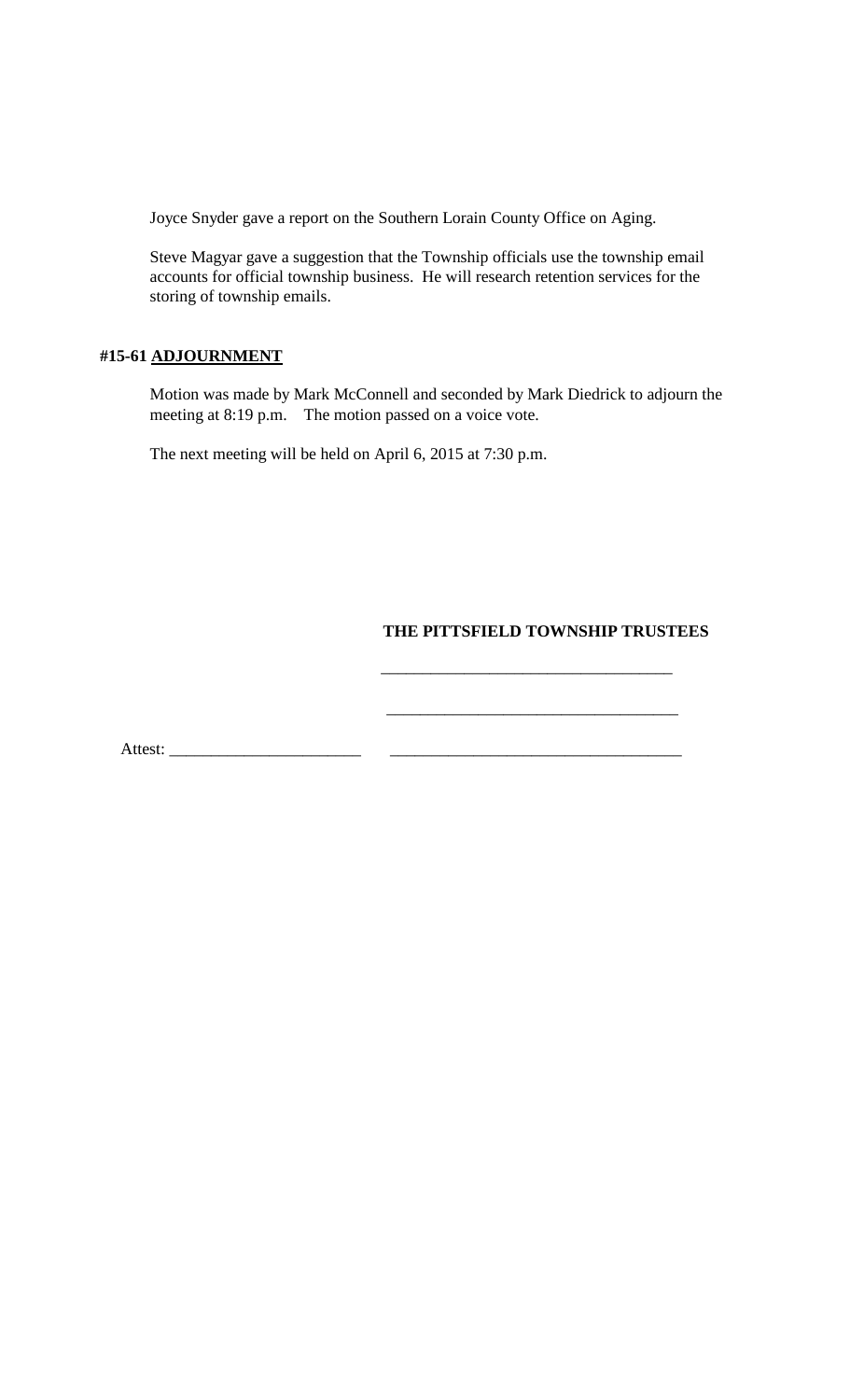Joyce Snyder gave a report on the Southern Lorain County Office on Aging.

Steve Magyar gave a suggestion that the Township officials use the township email accounts for official township business. He will research retention services for the storing of township emails.

**#15-61 ADJOURNMENT**

Motion was made by Mark McConnell and seconded by Mark Diedrick to adjourn the meeting at 8:19 p.m. The motion passed on a voice vote.

The next meeting will be held on April 6, 2015 at 7:30 p.m.

**THE PITTSFIELD TOWNSHIP TRUSTEES**

\_\_\_\_\_\_\_\_\_\_\_\_\_\_\_\_\_\_\_\_\_\_\_\_\_\_\_\_\_\_\_\_\_\_\_

\_\_\_\_\_\_\_\_\_\_\_\_\_\_\_\_\_\_\_\_\_\_\_\_\_\_\_\_\_\_\_\_\_\_\_

Attest: \_\_\_\_\_\_\_\_\_\_\_\_\_\_\_\_\_\_\_\_\_\_\_ \_\_\_\_\_\_\_\_\_\_\_\_\_\_\_\_\_\_\_\_\_\_\_\_\_\_\_\_\_\_\_\_\_\_\_